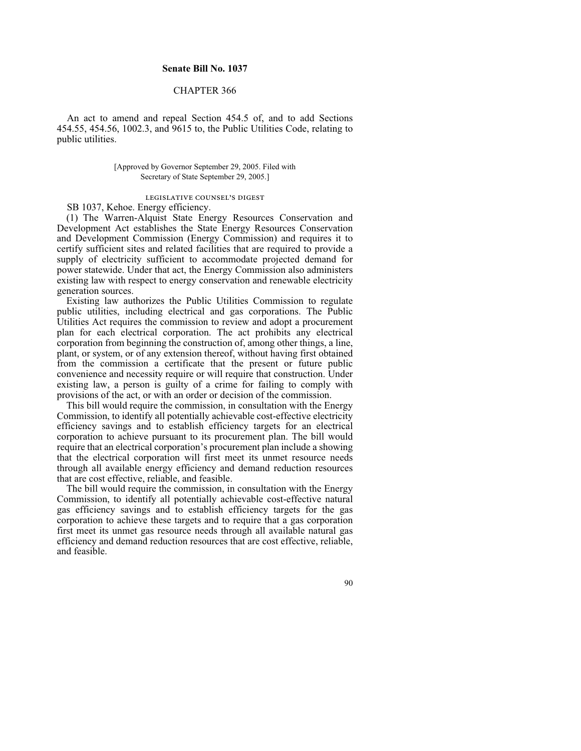**Senate Bill No. 1037**

CHAPTER 366

An act to amend and repeal Section 454.5 of, and to add Sections 454.55, 454.56, 1002.3, and 9615 to, the Public Utilities Code, relating to public utilities.

[Approved by Governor September 29, 2005. Filed with Secretary of State September 29, 2005.]

LEGISLATIVE COUNSEL'S DIGEST

SB 1037, Kehoe. Energy efficiency.

(1) The Warren-Alquist State Energy Resources Conservation and Development Act establishes the State Energy Resources Conservation and Development Commission (Energy Commission) and requires it to certify sufficient sites and related facilities that are required to provide a supply of electricity sufficient to accommodate projected demand for power statewide. Under that act, the Energy Commission also administers existing law with respect to energy conservation and renewable electricity generation sources.

Existing law authorizes the Public Utilities Commission to regulate public utilities, including electrical and gas corporations. The Public Utilities Act requires the commission to review and adopt a procurement plan for each electrical corporation. The act prohibits any electrical corporation from beginning the construction of, among other things, a line, plant, or system, or of any extension thereof, without having first obtained from the commission a certificate that the present or future public convenience and necessity require or will require that construction. Under existing law, a person is guilty of a crime for failing to comply with provisions of the act, or with an order or decision of the commission.

This bill would require the commission, in consultation with the Energy Commission, to identify all potentially achievable cost-effective electricity efficiency savings and to establish efficiency targets for an electrical corporation to achieve pursuant to its procurement plan. The bill would require that an electrical corporation's procurement plan include a showing that the electrical corporation will first meet its unmet resource needs through all available energy efficiency and demand reduction resources that are cost effective, reliable, and feasible.

The bill would require the commission, in consultation with the Energy Commission, to identify all potentially achievable cost-effective natural gas efficiency savings and to establish efficiency targets for the gas corporation to achieve these targets and to require that a gas corporation first meet its unmet gas resource needs through all available natural gas efficiency and demand reduction resources that are cost effective, reliable, and feasible.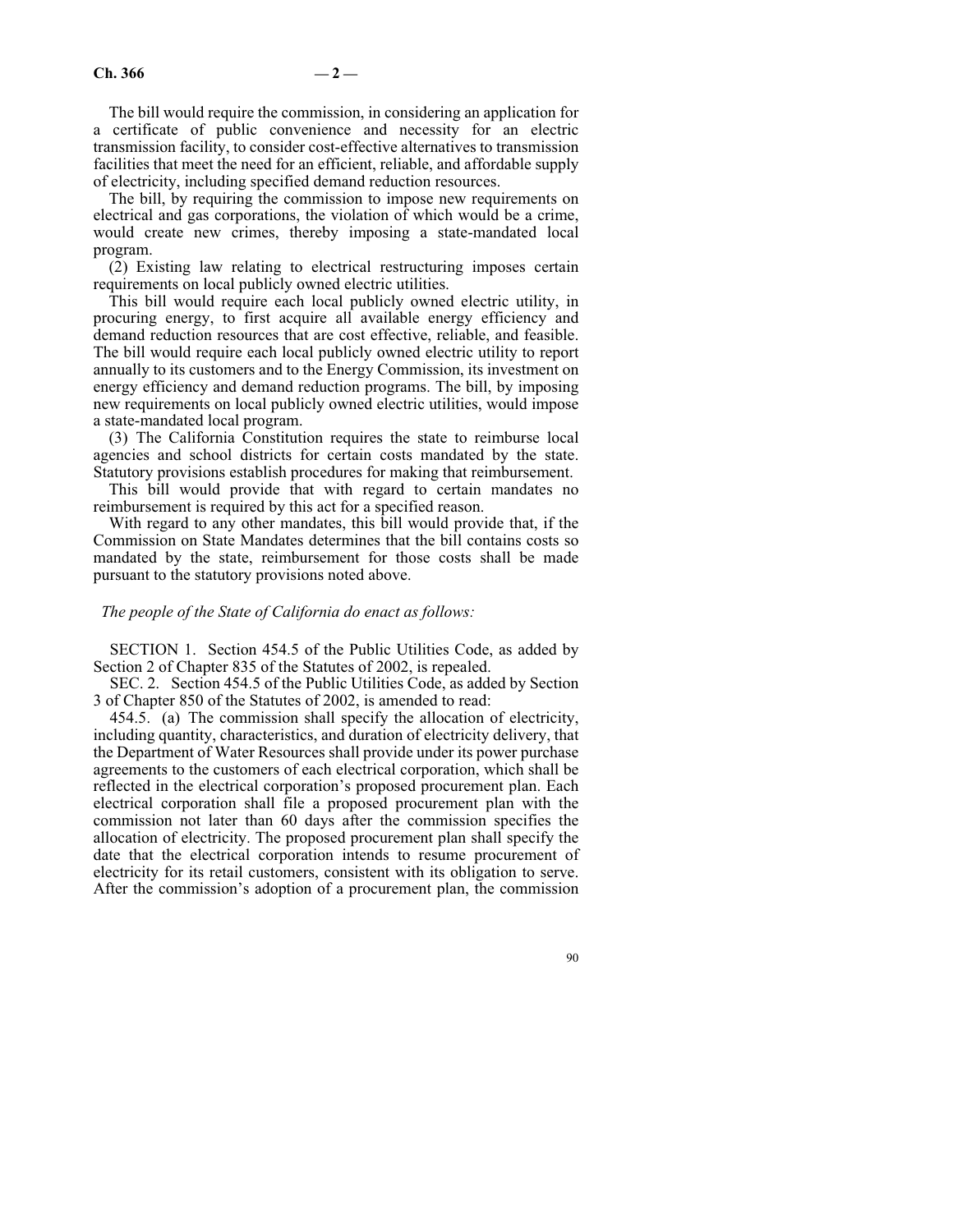The bill would require the commission, in considering an application for a certificate of public convenience and necessity for an electric transmission facility, to consider cost-effective alternatives to transmission facilities that meet the need for an efficient, reliable, and affordable supply of electricity, including specified demand reduction resources.

The bill, by requiring the commission to impose new requirements on electrical and gas corporations, the violation of which would be a crime, would create new crimes, thereby imposing a state-mandated local program.

(2) Existing law relating to electrical restructuring imposes certain requirements on local publicly owned electric utilities.

This bill would require each local publicly owned electric utility, in procuring energy, to first acquire all available energy efficiency and demand reduction resources that are cost effective, reliable, and feasible. The bill would require each local publicly owned electric utility to report annually to its customers and to the Energy Commission, its investment on energy efficiency and demand reduction programs. The bill, by imposing new requirements on local publicly owned electric utilities, would impose a state-mandated local program.

(3) The California Constitution requires the state to reimburse local agencies and school districts for certain costs mandated by the state. Statutory provisions establish procedures for making that reimbursement.

This bill would provide that with regard to certain mandates no reimbursement is required by this act for a specified reason.

With regard to any other mandates, this bill would provide that, if the Commission on State Mandates determines that the bill contains costs so mandated by the state, reimbursement for those costs shall be made pursuant to the statutory provisions noted above.

*The people of the State of California do enact as follows:*

SECTION 1. Section 454.5 of the Public Utilities Code, as added by Section 2 of Chapter 835 of the Statutes of 2002, is repealed.

SEC. 2. Section 454.5 of the Public Utilities Code, as added by Section 3 of Chapter 850 of the Statutes of 2002, is amended to read:

454.5. (a) The commission shall specify the allocation of electricity, including quantity, characteristics, and duration of electricity delivery, that the Department of Water Resources shall provide under its power purchase agreements to the customers of each electrical corporation, which shall be reflected in the electrical corporation's proposed procurement plan. Each electrical corporation shall file a proposed procurement plan with the commission not later than 60 days after the commission specifies the allocation of electricity. The proposed procurement plan shall specify the date that the electrical corporation intends to resume procurement of electricity for its retail customers, consistent with its obligation to serve. After the commission's adoption of a procurement plan, the commission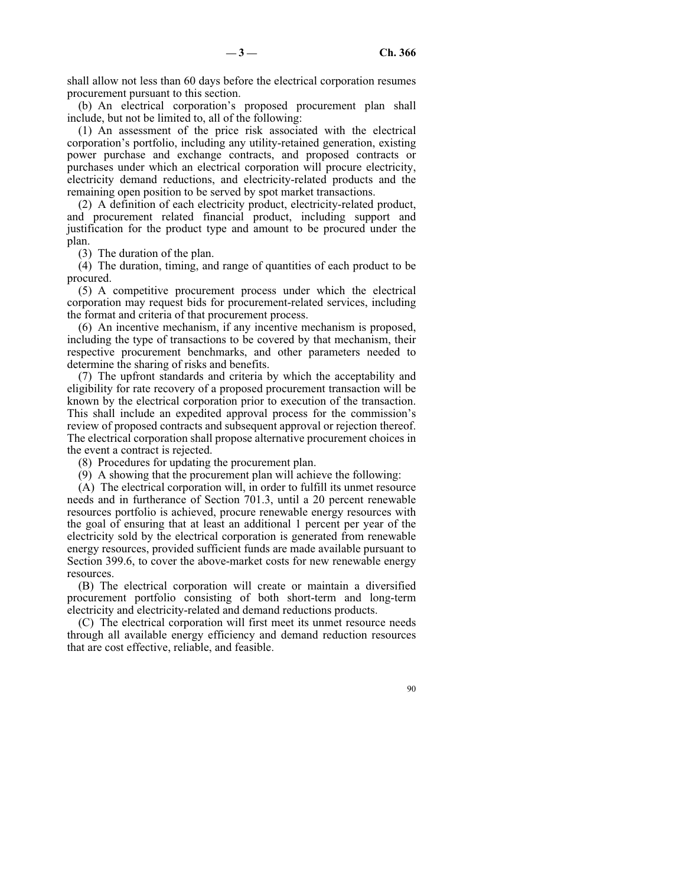shall allow not less than 60 days before the electrical corporation resumes procurement pursuant to this section.

(b) An electrical corporation's proposed procurement plan shall include, but not be limited to, all of the following:

(1) An assessment of the price risk associated with the electrical corporation's portfolio, including any utility-retained generation, existing power purchase and exchange contracts, and proposed contracts or purchases under which an electrical corporation will procure electricity, electricity demand reductions, and electricity-related products and the remaining open position to be served by spot market transactions.

(2) A definition of each electricity product, electricity-related product, and procurement related financial product, including support and justification for the product type and amount to be procured under the plan.

(3) The duration of the plan.

(4) The duration, timing, and range of quantities of each product to be procured.

(5) A competitive procurement process under which the electrical corporation may request bids for procurement-related services, including the format and criteria of that procurement process.

(6) An incentive mechanism, if any incentive mechanism is proposed, including the type of transactions to be covered by that mechanism, their respective procurement benchmarks, and other parameters needed to determine the sharing of risks and benefits.

(7) The upfront standards and criteria by which the acceptability and eligibility for rate recovery of a proposed procurement transaction will be known by the electrical corporation prior to execution of the transaction. This shall include an expedited approval process for the commission's review of proposed contracts and subsequent approval or rejection thereof. The electrical corporation shall propose alternative procurement choices in the event a contract is rejected.

(8) Procedures for updating the procurement plan.

(9) A showing that the procurement plan will achieve the following:

(A) The electrical corporation will, in order to fulfill its unmet resource needs and in furtherance of Section 701.3, until a 20 percent renewable resources portfolio is achieved, procure renewable energy resources with the goal of ensuring that at least an additional 1 percent per year of the electricity sold by the electrical corporation is generated from renewable energy resources, provided sufficient funds are made available pursuant to Section 399.6, to cover the above-market costs for new renewable energy resources.

(B) The electrical corporation will create or maintain a diversified procurement portfolio consisting of both short-term and long-term electricity and electricity-related and demand reductions products.

(C) The electrical corporation will first meet its unmet resource needs through all available energy efficiency and demand reduction resources that are cost effective, reliable, and feasible.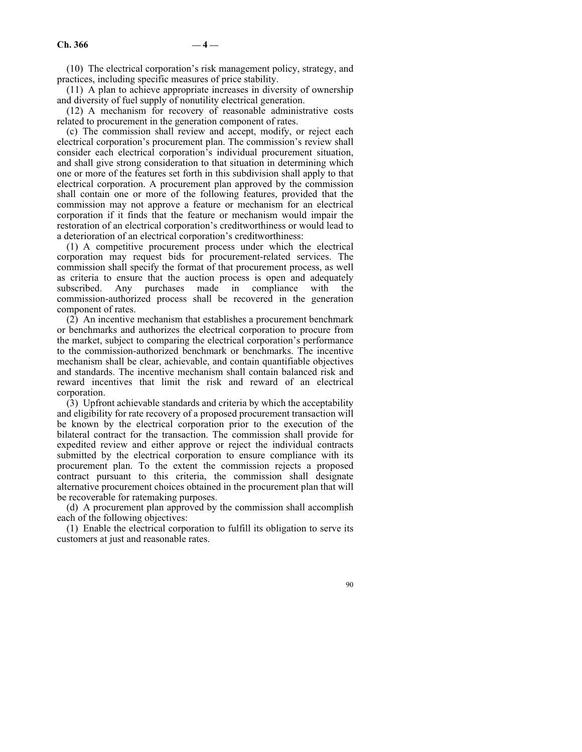(10) The electrical corporation's risk management policy, strategy, and practices, including specific measures of price stability.

(11) A plan to achieve appropriate increases in diversity of ownership and diversity of fuel supply of nonutility electrical generation.

(12) A mechanism for recovery of reasonable administrative costs related to procurement in the generation component of rates.

(c) The commission shall review and accept, modify, or reject each electrical corporation's procurement plan. The commission's review shall consider each electrical corporation's individual procurement situation, and shall give strong consideration to that situation in determining which one or more of the features set forth in this subdivision shall apply to that electrical corporation. A procurement plan approved by the commission shall contain one or more of the following features, provided that the commission may not approve a feature or mechanism for an electrical corporation if it finds that the feature or mechanism would impair the restoration of an electrical corporation's creditworthiness or would lead to a deterioration of an electrical corporation's creditworthiness:

(1) A competitive procurement process under which the electrical corporation may request bids for procurement-related services. The commission shall specify the format of that procurement process, as well as criteria to ensure that the auction process is open and adequately subscribed. Any purchases made in compliance with the commission-authorized process shall be recovered in the generation component of rates.

(2) An incentive mechanism that establishes a procurement benchmark or benchmarks and authorizes the electrical corporation to procure from the market, subject to comparing the electrical corporation's performance to the commission-authorized benchmark or benchmarks. The incentive mechanism shall be clear, achievable, and contain quantifiable objectives and standards. The incentive mechanism shall contain balanced risk and reward incentives that limit the risk and reward of an electrical corporation.

(3) Upfront achievable standards and criteria by which the acceptability and eligibility for rate recovery of a proposed procurement transaction will be known by the electrical corporation prior to the execution of the bilateral contract for the transaction. The commission shall provide for expedited review and either approve or reject the individual contracts submitted by the electrical corporation to ensure compliance with its procurement plan. To the extent the commission rejects a proposed contract pursuant to this criteria, the commission shall designate alternative procurement choices obtained in the procurement plan that will be recoverable for ratemaking purposes.

(d) A procurement plan approved by the commission shall accomplish each of the following objectives:

(1) Enable the electrical corporation to fulfill its obligation to serve its customers at just and reasonable rates.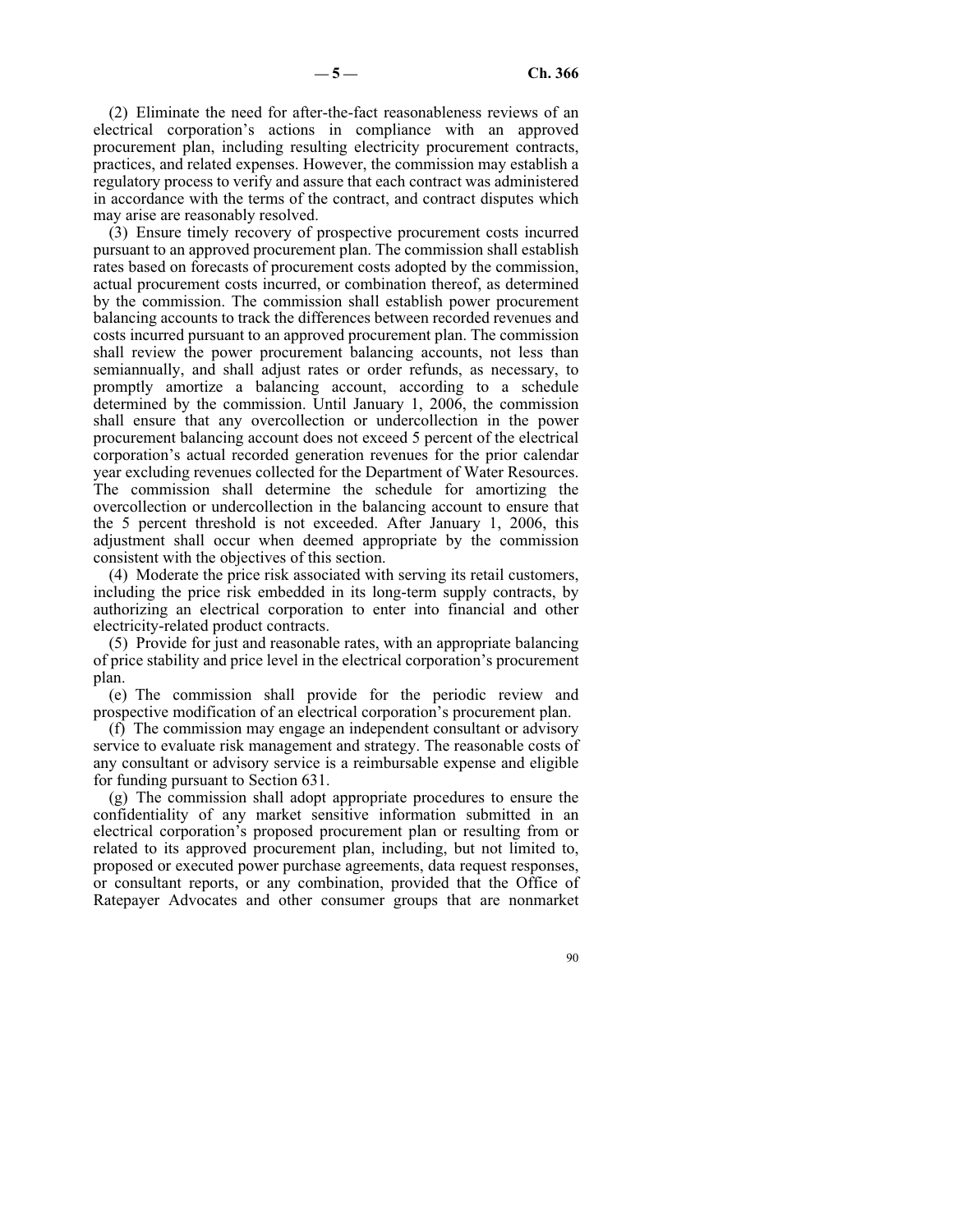(2) Eliminate the need for after-the-fact reasonableness reviews of an electrical corporation's actions in compliance with an approved procurement plan, including resulting electricity procurement contracts, practices, and related expenses. However, the commission may establish a regulatory process to verify and assure that each contract was administered in accordance with the terms of the contract, and contract disputes which may arise are reasonably resolved.

(3) Ensure timely recovery of prospective procurement costs incurred pursuant to an approved procurement plan. The commission shall establish rates based on forecasts of procurement costs adopted by the commission, actual procurement costs incurred, or combination thereof, as determined by the commission. The commission shall establish power procurement balancing accounts to track the differences between recorded revenues and costs incurred pursuant to an approved procurement plan. The commission shall review the power procurement balancing accounts, not less than semiannually, and shall adjust rates or order refunds, as necessary, to promptly amortize a balancing account, according to a schedule determined by the commission. Until January 1, 2006, the commission shall ensure that any overcollection or undercollection in the power procurement balancing account does not exceed 5 percent of the electrical corporation's actual recorded generation revenues for the prior calendar year excluding revenues collected for the Department of Water Resources. The commission shall determine the schedule for amortizing the overcollection or undercollection in the balancing account to ensure that the 5 percent threshold is not exceeded. After January 1, 2006, this adjustment shall occur when deemed appropriate by the commission consistent with the objectives of this section.

(4) Moderate the price risk associated with serving its retail customers, including the price risk embedded in its long-term supply contracts, by authorizing an electrical corporation to enter into financial and other electricity-related product contracts.

(5) Provide for just and reasonable rates, with an appropriate balancing of price stability and price level in the electrical corporation's procurement plan.

(e) The commission shall provide for the periodic review and prospective modification of an electrical corporation's procurement plan.

(f) The commission may engage an independent consultant or advisory service to evaluate risk management and strategy. The reasonable costs of any consultant or advisory service is a reimbursable expense and eligible for funding pursuant to Section 631.

(g) The commission shall adopt appropriate procedures to ensure the confidentiality of any market sensitive information submitted in an electrical corporation's proposed procurement plan or resulting from or related to its approved procurement plan, including, but not limited to, proposed or executed power purchase agreements, data request responses, or consultant reports, or any combination, provided that the Office of Ratepayer Advocates and other consumer groups that are nonmarket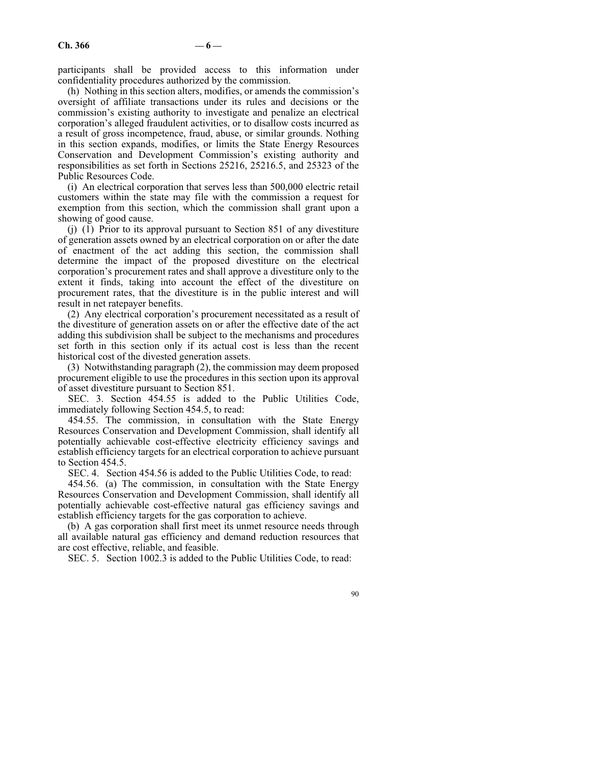participants shall be provided access to this information under confidentiality procedures authorized by the commission.

(h) Nothing in this section alters, modifies, or amends the commission's oversight of affiliate transactions under its rules and decisions or the commission's existing authority to investigate and penalize an electrical corporation's alleged fraudulent activities, or to disallow costs incurred as a result of gross incompetence, fraud, abuse, or similar grounds. Nothing in this section expands, modifies, or limits the State Energy Resources Conservation and Development Commission's existing authority and responsibilities as set forth in Sections 25216, 25216.5, and 25323 of the Public Resources Code.

(i) An electrical corporation that serves less than 500,000 electric retail customers within the state may file with the commission a request for exemption from this section, which the commission shall grant upon a showing of good cause.

(j) (1) Prior to its approval pursuant to Section 851 of any divestiture of generation assets owned by an electrical corporation on or after the date of enactment of the act adding this section, the commission shall determine the impact of the proposed divestiture on the electrical corporation's procurement rates and shall approve a divestiture only to the extent it finds, taking into account the effect of the divestiture on procurement rates, that the divestiture is in the public interest and will result in net ratepayer benefits.

(2) Any electrical corporation's procurement necessitated as a result of the divestiture of generation assets on or after the effective date of the act adding this subdivision shall be subject to the mechanisms and procedures set forth in this section only if its actual cost is less than the recent historical cost of the divested generation assets.

(3) Notwithstanding paragraph (2), the commission may deem proposed procurement eligible to use the procedures in this section upon its approval of asset divestiture pursuant to Section 851.

SEC. 3. Section 454.55 is added to the Public Utilities Code, immediately following Section 454.5, to read:

454.55. The commission, in consultation with the State Energy Resources Conservation and Development Commission, shall identify all potentially achievable cost-effective electricity efficiency savings and establish efficiency targets for an electrical corporation to achieve pursuant to Section 454.5.

SEC. 4. Section 454.56 is added to the Public Utilities Code, to read:

454.56. (a) The commission, in consultation with the State Energy Resources Conservation and Development Commission, shall identify all potentially achievable cost-effective natural gas efficiency savings and establish efficiency targets for the gas corporation to achieve.

(b) A gas corporation shall first meet its unmet resource needs through all available natural gas efficiency and demand reduction resources that are cost effective, reliable, and feasible.

SEC. 5. Section 1002.3 is added to the Public Utilities Code, to read: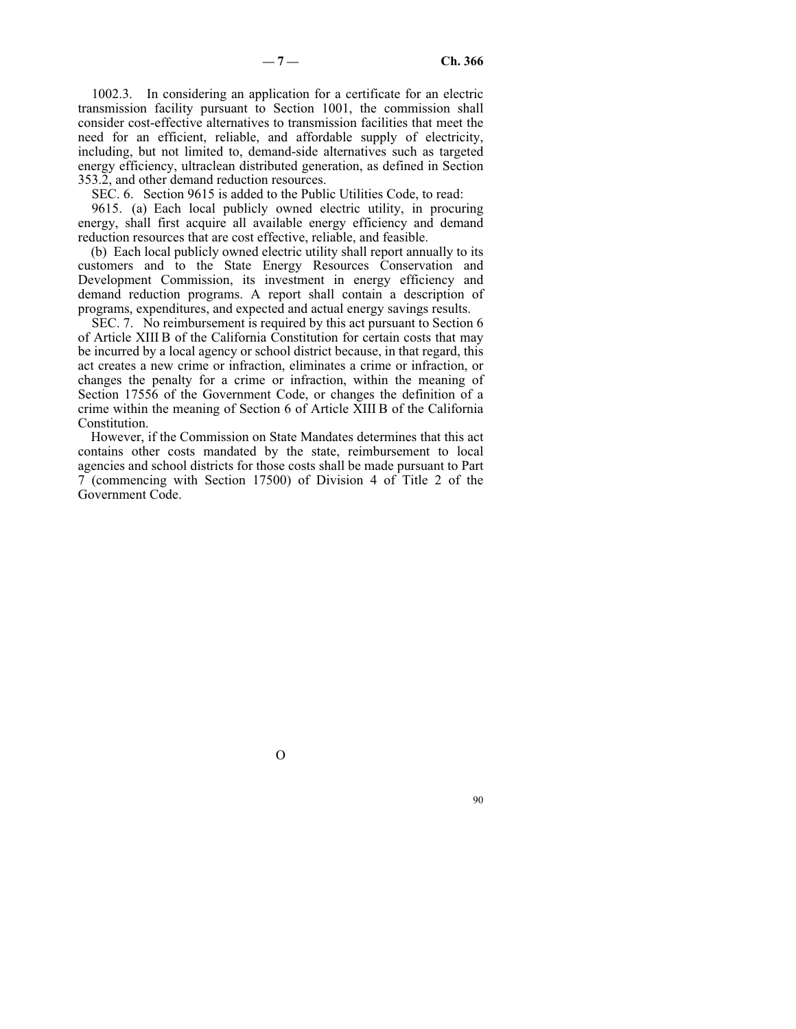1002.3. In considering an application for a certificate for an electric transmission facility pursuant to Section 1001, the commission shall consider cost-effective alternatives to transmission facilities that meet the need for an efficient, reliable, and affordable supply of electricity, including, but not limited to, demand-side alternatives such as targeted energy efficiency, ultraclean distributed generation, as defined in Section 353.2, and other demand reduction resources.

SEC. 6. Section 9615 is added to the Public Utilities Code, to read:

9615. (a) Each local publicly owned electric utility, in procuring energy, shall first acquire all available energy efficiency and demand reduction resources that are cost effective, reliable, and feasible.

(b) Each local publicly owned electric utility shall report annually to its customers and to the State Energy Resources Conservation and Development Commission, its investment in energy efficiency and demand reduction programs. A report shall contain a description of programs, expenditures, and expected and actual energy savings results.

SEC. 7. No reimbursement is required by this act pursuant to Section 6 of Article XIII B of the California Constitution for certain costs that may be incurred by a local agency or school district because, in that regard, this act creates a new crime or infraction, eliminates a crime or infraction, or changes the penalty for a crime or infraction, within the meaning of Section 17556 of the Government Code, or changes the definition of a crime within the meaning of Section 6 of Article XIII B of the California Constitution.

However, if the Commission on State Mandates determines that this act contains other costs mandated by the state, reimbursement to local agencies and school districts for those costs shall be made pursuant to Part 7 (commencing with Section 17500) of Division 4 of Title 2 of the Government Code.

O